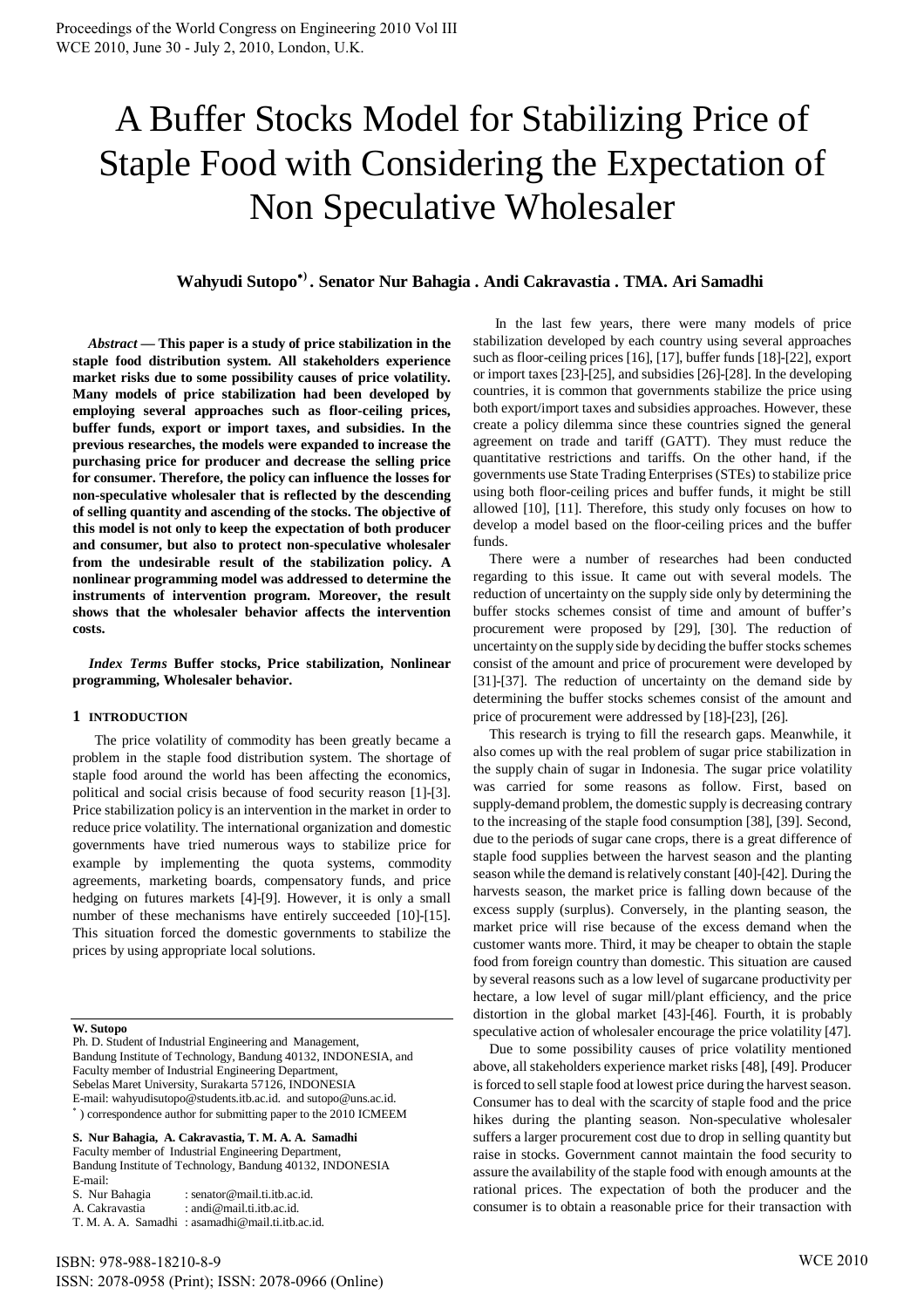# A Buffer Stocks Model for Stabilizing Price of Staple Food with Considering the Expectation of Non Speculative Wholesaler

**Wahyudi Sutopo*) . Senator Nur Bahagia . Andi Cakravastia . TMA. Ari Samadhi**

***Abstract* — This paper is a study of price stabilization in the staple food distribution system. All stakeholders experience market risks due to some possibility causes of price volatility. Many models of price stabilization had been developed by employing several approaches such as floor-ceiling prices, buffer funds, export or import taxes, and subsidies. In the previous researches, the models were expanded to increase the purchasing price for producer and decrease the selling price for consumer. Therefore, the policy can influence the losses for non-speculative wholesaler that is reflected by the descending of selling quantity and ascending of the stocks. The objective of this model is not only to keep the expectation of both producer and consumer, but also to protect non-speculative wholesaler from the undesirable result of the stabilization policy. A nonlinear programming model was addressed to determine the instruments of intervention program. Moreover, the result shows that the wholesaler behavior affects the intervention costs.**

***Index Terms* Buffer stocks, Price stabilization, Nonlinear programming, Wholesaler behavior.**

## 1 INTRODUCTION

The price volatility of commodity has been greatly became a problem in the staple food distribution system. The shortage of staple food around the world has been affecting the economics, political and social crisis because of food security reason [1]-[3]. Price stabilization policy is an intervention in the market in order to reduce price volatility. The international organization and domestic governments have tried numerous ways to stabilize price for example by implementing the quota systems, commodity agreements, marketing boards, compensatory funds, and price hedging on futures markets [4]-[9]. However, it is only a small number of these mechanisms have entirely succeeded [10]-[15]. This situation forced the domestic governments to stabilize the prices by using appropriate local solutions.

In the last few years, there were many models of price stabilization developed by each country using several approaches such as floor-ceiling prices [16], [17], buffer funds [18]-[22], export or import taxes [23]-[25], and subsidies [26]-[28]. In the developing countries, it is common that governments stabilize the price using both export/import taxes and subsidies approaches. However, these create a policy dilemma since these countries signed the general agreement on trade and tariff (GATT). They must reduce the quantitative restrictions and tariffs. On the other hand, if the governments use State Trading Enterprises (STEs) to stabilize price using both floor-ceiling prices and buffer funds, it might be still allowed [10], [11]. Therefore, this study only focuses on how to develop a model based on the floor-ceiling prices and the buffer funds.

There were a number of researches had been conducted regarding to this issue. It came out with several models. The reduction of uncertainty on the supply side only by determining the buffer stocks schemes consist of time and amount of buffer's procurement were proposed by [29], [30]. The reduction of uncertainty on the supply side by deciding the buffer stocks schemes consist of the amount and price of procurement were developed by [31]-[37]. The reduction of uncertainty on the demand side by determining the buffer stocks schemes consist of the amount and price of procurement were addressed by [18]-[23], [26].

This research is trying to fill the research gaps. Meanwhile, it also comes up with the real problem of sugar price stabilization in the supply chain of sugar in Indonesia. The sugar price volatility was carried for some reasons as follow. First, based on supply-demand problem, the domestic supply is decreasing contrary to the increasing of the staple food consumption [38], [39]. Second, due to the periods of sugar cane crops, there is a great difference of staple food supplies between the harvest season and the planting season while the demand is relatively constant [40]-[42]. During the harvests season, the market price is falling down because of the excess supply (surplus). Conversely, in the planting season, the market price will rise because of the excess demand when the customer wants more. Third, it may be cheaper to obtain the staple food from foreign country than domestic. This situation are caused by several reasons such as a low level of sugarcane productivity per hectare, a low level of sugar mill/plant efficiency, and the price distortion in the global market [43]-[46]. Fourth, it is probably speculative action of wholesaler encourage the price volatility [47].

Due to some possibility causes of price volatility mentioned above, all stakeholders experience market risks [48], [49]. Producer is forced to sell staple food at lowest price during the harvest season. Consumer has to deal with the scarcity of staple food and the price hikes during the planting season. Non-speculative wholesaler suffers a larger procurement cost due to drop in selling quantity but raise in stocks. Government cannot maintain the food security to assure the availability of the staple food with enough amounts at the rational prices. The expectation of both the producer and the consumer is to obtain a reasonable price for their transaction with

---

**W. Sutopo**
Ph. D. Student of Industrial Engineering and Management, Bandung Institute of Technology, Bandung 40132, INDONESIA, and Faculty member of Industrial Engineering Department, Sebelas Maret University, Surakarta 57126, INDONESIA
E-mail: wahyudisutopo@students.itb.ac.id. and sutopo@uns.ac.id.
*) correspondence author for submitting paper to the 2010 ICMEEM

**S. Nur Bahagia, A. Cakravastia, T. M. A. A. Samadhi**
Faculty member of Industrial Engineering Department, Bandung Institute of Technology, Bandung 40132, INDONESIA
E-mail:
S. Nur Bahagia : senator@mail.ti.itb.ac.id.
A. Cakravastia : andi@mail.ti.itb.ac.id.
T. M. A. A. Samadhi : asamadhi@mail.ti.itb.ac.id.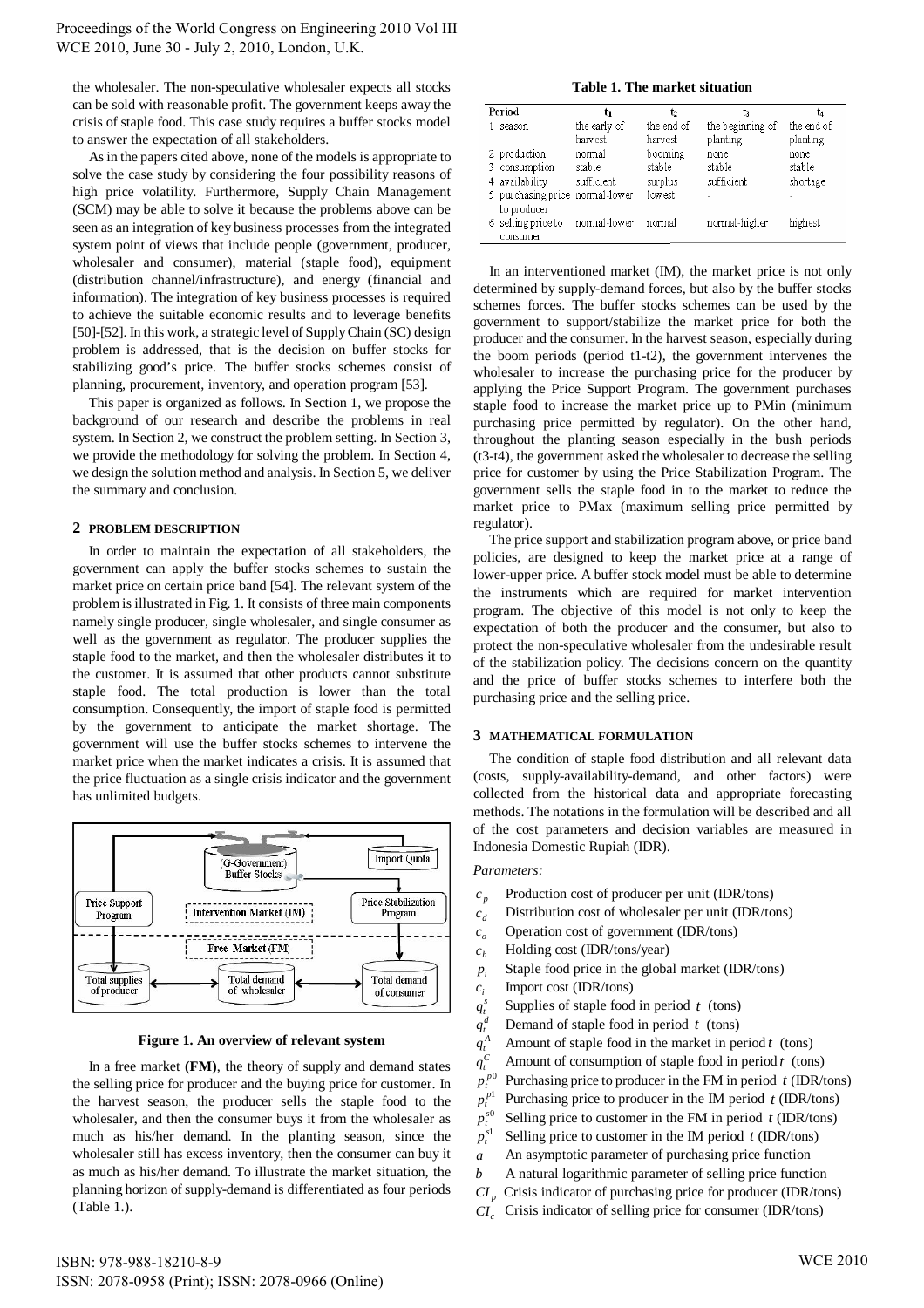the wholesaler. The non-speculative wholesaler expects all stocks can be sold with reasonable profit. The government keeps away the crisis of staple food. This case study requires a buffer stocks model to answer the expectation of all stakeholders.

As in the papers cited above, none of the models is appropriate to solve the case study by considering the four possibility reasons of high price volatility. Furthermore, Supply Chain Management (SCM) may be able to solve it because the problems above can be seen as an integration of key business processes from the integrated system point of views that include people (government, producer, wholesaler and consumer), material (staple food), equipment (distribution channel/infrastructure), and energy (financial and information). The integration of key business processes is required to achieve the suitable economic results and to leverage benefits [50]-[52]. In this work, a strategic level of Supply Chain (SC) design problem is addressed, that is the decision on buffer stocks for stabilizing good's price. The buffer stocks schemes consist of planning, procurement, inventory, and operation program [53].

This paper is organized as follows. In Section 1, we propose the background of our research and describe the problems in real system. In Section 2, we construct the problem setting. In Section 3, we provide the methodology for solving the problem. In Section 4, we design the solution method and analysis. In Section 5, we deliver the summary and conclusion.

## 2 PROBLEM DESCRIPTION

In order to maintain the expectation of all stakeholders, the government can apply the buffer stocks schemes to sustain the market price on certain price band [54]. The relevant system of the problem is illustrated in Fig. 1. It consists of three main components namely single producer, single wholesaler, and single consumer as well as the government as regulator. The producer supplies the staple food to the market, and then the wholesaler distributes it to the customer. It is assumed that other products cannot substitute staple food. The total production is lower than the total consumption. Consequently, the import of staple food is permitted by the government to anticipate the market shortage. The government will use the buffer stocks schemes to intervene the market price when the market indicates a crisis. It is assumed that the price fluctuation as a single crisis indicator and the government has unlimited budgets.

(G-Government) Buffer Stocks | Import Quota | Price Support Program | Intervention Market (IM) | Price Stabilization Program | Free Market (FM) | Total supplies of producer | Total demand of wholesaler | Total demand of consumer

**Figure 1. An overview of relevant system**

In a free market **(FM)**, the theory of supply and demand states the selling price for producer and the buying price for customer. In the harvest season, the producer sells the staple food to the wholesaler, and then the consumer buys it from the wholesaler as much as his/her demand. In the planting season, since the wholesaler still has excess inventory, then the consumer can buy it as much as his/her demand. To illustrate the market situation, the planning horizon of supply-demand is differentiated as four periods (Table 1.).

**Table 1. The market situation**

| Period | $t_1$ | $t_2$ | $t_3$ | $t_4$ |
|---|---|---|---|---|
| 1 season | the early of harvest | the end of harvest | the beginning of planting | the end of planting |
| 2 production | normal | booming | none | none |
| 3 consumption | stable | stable | stable | stable |
| 4 availability | sufficient | surplus | sufficient | shortage |
| 5 purchasing price to producer | normal-lower | lowest | - | - |
| 6 selling price to consumer | normal-lower | normal | normal-higher | highest |

In an interventioned market (IM), the market price is not only determined by supply-demand forces, but also by the buffer stocks schemes forces. The buffer stocks schemes can be used by the government to support/stabilize the market price for both the producer and the consumer. In the harvest season, especially during the boom periods (period t1-t2), the government intervenes the wholesaler to increase the purchasing price for the producer by applying the Price Support Program. The government purchases staple food to increase the market price up to PMin (minimum purchasing price permitted by regulator). On the other hand, throughout the planting season especially in the bush periods (t3-t4), the government asked the wholesaler to decrease the selling price for customer by using the Price Stabilization Program. The government sells the staple food in to the market to reduce the market price to PMax (maximum selling price permitted by regulator).

The price support and stabilization program above, or price band policies, are designed to keep the market price at a range of lower-upper price. A buffer stock model must be able to determine the instruments which are required for market intervention program. The objective of this model is not only to keep the expectation of both the producer and the consumer, but also to protect the non-speculative wholesaler from the undesirable result of the stabilization policy. The decisions concern on the quantity and the price of buffer stocks schemes to interfere both the purchasing price and the selling price.

## 3 MATHEMATICAL FORMULATION

The condition of staple food distribution and all relevant data (costs, supply-availability-demand, and other factors) were collected from the historical data and appropriate forecasting methods. The notations in the formulation will be described and all of the cost parameters and decision variables are measured in Indonesia Domestic Rupiah (IDR).

*Parameters:*

- $c_p$ Production cost of producer per unit (IDR/tons)
- $c_d$ Distribution cost of wholesaler per unit (IDR/tons)
- $c_o$ Operation cost of government (IDR/tons)
- $c_h$ Holding cost (IDR/tons/year)
- $p_i$ Staple food price in the global market (IDR/tons)
- $c_i$ Import cost (IDR/tons)
- $q_t^s$ Supplies of staple food in period $t$ (tons)
- $q_t^d$ Demand of staple food in period $t$ (tons)
- $q_t^A$ Amount of staple food in the market in period $t$ (tons)
- $q_t^C$ Amount of consumption of staple food in period $t$ (tons)
- $p_t^{p0}$ Purchasing price to producer in the FM in period $t$ (IDR/tons)
- $p_t^{p1}$ Purchasing price to producer in the IM period $t$ (IDR/tons)
- $p_t^{s0}$ Selling price to customer in the FM in period $t$ (IDR/tons)
- $p_t^{s1}$ Selling price to customer in the IM period $t$ (IDR/tons)
- $a$ An asymptotic parameter of purchasing price function
- $b$ A natural logarithmic parameter of selling price function
- $CI_p$ Crisis indicator of purchasing price for producer (IDR/tons)
- $CI_c$ Crisis indicator of selling price for consumer (IDR/tons)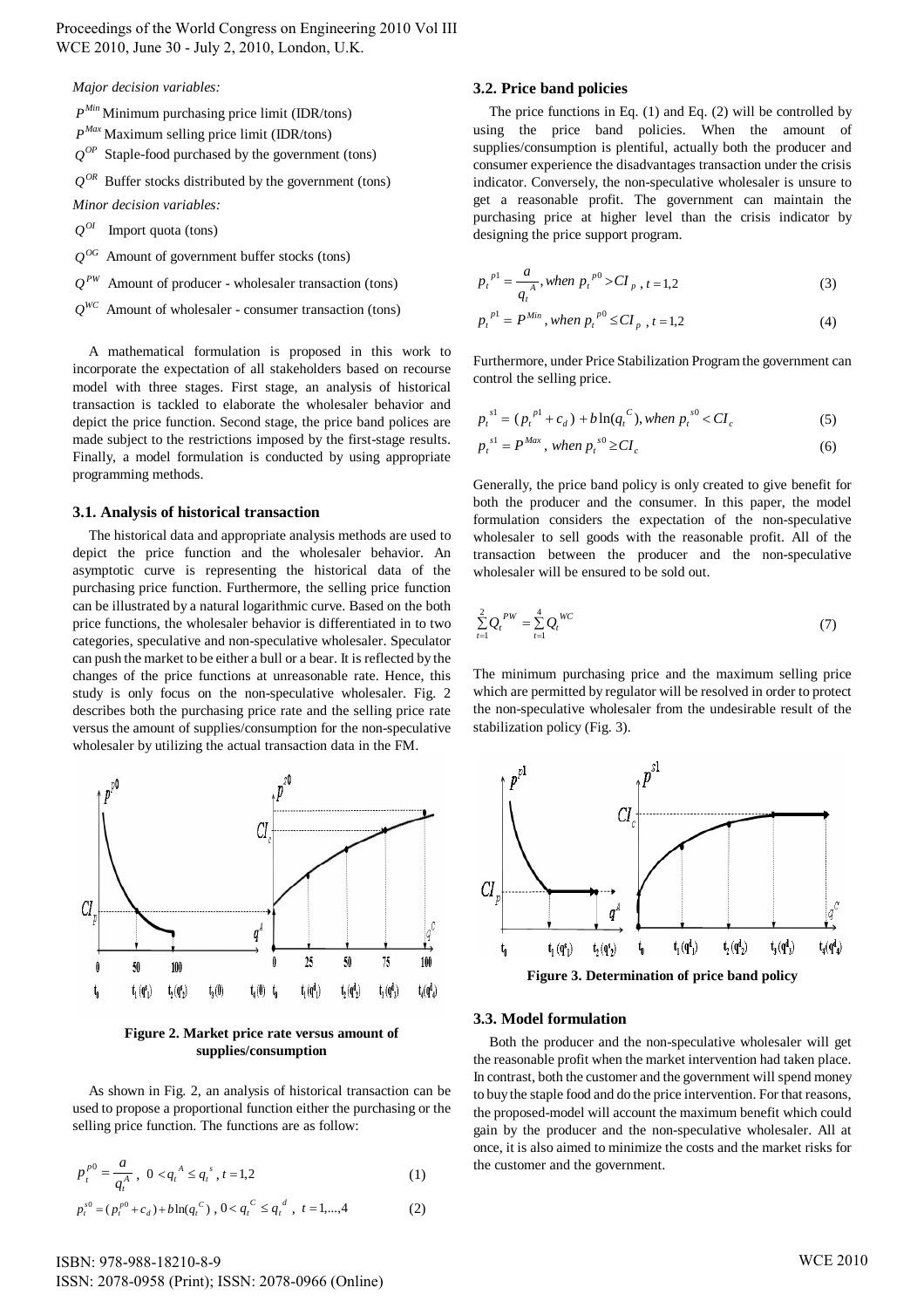*Major decision variables:*

$P^{Min}$ Minimum purchasing price limit (IDR/tons)

$P^{Max}$ Maximum selling price limit (IDR/tons)

$Q^{OP}$ Staple-food purchased by the government (tons)

$Q^{OR}$ Buffer stocks distributed by the government (tons)

*Minor decision variables:*

$Q^{OI}$ Import quota (tons)

$Q^{OG}$ Amount of government buffer stocks (tons)

$Q^{PW}$ Amount of producer - wholesaler transaction (tons)

$Q^{WC}$ Amount of wholesaler - consumer transaction (tons)

A mathematical formulation is proposed in this work to incorporate the expectation of all stakeholders based on recourse model with three stages. First stage, an analysis of historical transaction is tackled to elaborate the wholesaler behavior and depict the price function. Second stage, the price band polices are made subject to the restrictions imposed by the first-stage results. Finally, a model formulation is conducted by using appropriate programming methods.

### 3.1. Analysis of historical transaction

The historical data and appropriate analysis methods are used to depict the price function and the wholesaler behavior. An asymptotic curve is representing the historical data of the purchasing price function. Furthermore, the selling price function can be illustrated by a natural logarithmic curve. Based on the both price functions, the wholesaler behavior is differentiated in to two categories, speculative and non-speculative wholesaler. Speculator can push the market to be either a bull or a bear. It is reflected by the changes of the price functions at unreasonable rate. Hence, this study is only focus on the non-speculative wholesaler. Fig. 2 describes both the purchasing price rate and the selling price rate versus the amount of supplies/consumption for the non-speculative wholesaler by utilizing the actual transaction data in the FM.

**Figure 2. Market price rate versus amount of supplies/consumption**

As shown in Fig. 2, an analysis of historical transaction can be used to propose a proportional function either the purchasing or the selling price function. The functions are as follow:

$$p_t^{p0} = \frac{a}{q_t^{A}}, \; 0 < q_t^{A} \le q_t^{s}, \; t = 1,2 \tag{1}$$

$$p_t^{s0} = (p_t^{p0} + c_d) + b\ln(q_t^{C}), \; 0 < q_t^{C} \le q_t^{d}, \; t = 1,...,4 \tag{2}$$

### 3.2. Price band policies

The price functions in Eq. (1) and Eq. (2) will be controlled by using the price band policies. When the amount of supplies/consumption is plentiful, actually both the producer and consumer experience the disadvantages transaction under the crisis indicator. Conversely, the non-speculative wholesaler is unsure to get a reasonable profit. The government can maintain the purchasing price at higher level than the crisis indicator by designing the price support program.

$$p_t^{p1} = \frac{a}{q_t^{A}}, \; when \; p_t^{p0} > CI_p, \; t = 1,2 \tag{3}$$

$$p_t^{p1} = P^{Min}, \; when \; p_t^{p0} \le CI_p, \; t = 1,2 \tag{4}$$

Furthermore, under Price Stabilization Program the government can control the selling price.

$$p_t^{s1} = (p_t^{p1} + c_d) + b\ln(q_t^{C}), \; when \; p_t^{s0} < CI_c \tag{5}$$

$$p_t^{s1} = P^{Max}, \; when \; p_t^{s0} \ge CI_c \tag{6}$$

Generally, the price band policy is only created to give benefit for both the producer and the consumer. In this paper, the model formulation considers the expectation of the non-speculative wholesaler to sell goods with the reasonable profit. All of the transaction between the producer and the non-speculative wholesaler will be ensured to be sold out.

$$\sum_{t=1}^{2} Q_t^{PW} = \sum_{t=1}^{4} Q_t^{WC} \tag{7}$$

The minimum purchasing price and the maximum selling price which are permitted by regulator will be resolved in order to protect the non-speculative wholesaler from the undesirable result of the stabilization policy (Fig. 3).

**Figure 3. Determination of price band policy**

### 3.3. Model formulation

Both the producer and the non-speculative wholesaler will get the reasonable profit when the market intervention had taken place. In contrast, both the customer and the government will spend money to buy the staple food and do the price intervention. For that reasons, the proposed-model will account the maximum benefit which could gain by the producer and the non-speculative wholesaler. All at once, it is also aimed to minimize the costs and the market risks for the customer and the government.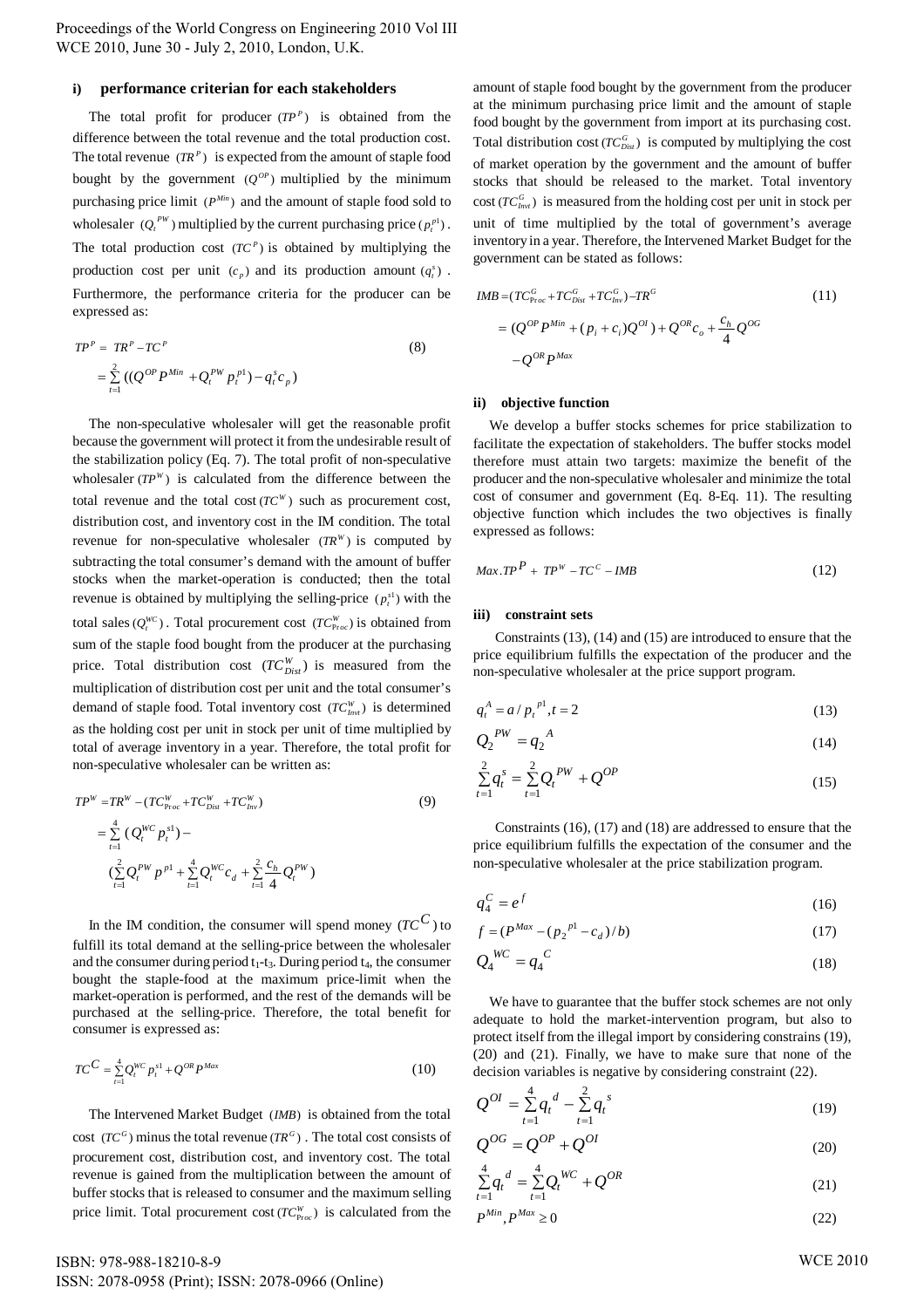### i) performance criterian for each stakeholders

The total profit for producer $(TP^P)$ is obtained from the difference between the total revenue and the total production cost. The total revenue $(TR^P)$ is expected from the amount of staple food bought by the government $(Q^{OP})$ multiplied by the minimum purchasing price limit $(P^{Min})$ and the amount of staple food sold to wholesaler $(Q_t^{PW})$ multiplied by the current purchasing price $(p_t^{p1})$. The total production cost $(TC^P)$ is obtained by multiplying the production cost per unit $(c_p)$ and its production amount $(q_t^s)$. Furthermore, the performance criteria for the producer can be expressed as:

$$
\begin{aligned}
TP^P &= TR^P - TC^P \\
&= \sum_{t=1}^{2} ((Q^{OP} P^{Min} + Q_t^{PW} p_t^{p1}) - q_t^s c_p)
\end{aligned} \tag{8}
$$

The non-speculative wholesaler will get the reasonable profit because the government will protect it from the undesirable result of the stabilization policy (Eq. 7). The total profit of non-speculative wholesaler $(TP^W)$ is calculated from the difference between the total revenue and the total cost $(TC^W)$ such as procurement cost, distribution cost, and inventory cost in the IM condition. The total revenue for non-speculative wholesaler $(TR^W)$ is computed by subtracting the total consumer's demand with the amount of buffer stocks when the market-operation is conducted; then the total revenue is obtained by multiplying the selling-price $(p_t^{s1})$ with the total sales $(Q_t^{WC})$. Total procurement cost $(TC_{\text{Proc}}^W)$ is obtained from sum of the staple food bought from the producer at the purchasing price. Total distribution cost $(TC_{Dist}^W)$ is measured from the multiplication of distribution cost per unit and the total consumer's demand of staple food. Total inventory cost $(TC_{Invt}^W)$ is determined as the holding cost per unit in stock per unit of time multiplied by total of average inventory in a year. Therefore, the total profit for non-speculative wholesaler can be written as:

$$
\begin{aligned}
TP^W &= TR^W - (TC_{\text{Proc}}^W + TC_{Dist}^W + TC_{Inv}^W) \\
&= \sum_{t=1}^{4} (Q_t^{WC} p_t^{s1}) - \\
&\quad (\sum_{t=1}^{2} Q_t^{PW} p^{p1} + \sum_{t=1}^{4} Q_t^{WC} c_d + \sum_{t=1}^{2} \frac{c_h}{4} Q_t^{PW})
\end{aligned} \tag{9}
$$

In the IM condition, the consumer will spend money $(TC^C)$ to fulfill its total demand at the selling-price between the wholesaler and the consumer during period $t_1$-$t_3$. During period $t_4$, the consumer bought the staple-food at the maximum price-limit when the market-operation is performed, and the rest of the demands will be purchased at the selling-price. Therefore, the total benefit for consumer is expressed as:

$$
TC^C = \sum_{t=1}^{4} Q_t^{WC} p_t^{s1} + Q^{OR} P^{Max} \tag{10}
$$

The Intervened Market Budget $(IMB)$ is obtained from the total cost $(TC^G)$ minus the total revenue $(TR^G)$. The total cost consists of procurement cost, distribution cost, and inventory cost. The total revenue is gained from the multiplication between the amount of buffer stocks that is released to consumer and the maximum selling price limit. Total procurement cost $(TC_{\text{Proc}}^W)$ is calculated from the amount of staple food bought by the government from the producer at the minimum purchasing price limit and the amount of staple food bought by the government from import at its purchasing cost. Total distribution cost $(TC_{Dist}^G)$ is computed by multiplying the cost of market operation by the government and the amount of buffer stocks that should be released to the market. Total inventory cost $(TC_{Invt}^G)$ is measured from the holding cost per unit in stock per unit of time multiplied by the total of government's average inventory in a year. Therefore, the Intervened Market Budget for the government can be stated as follows:

$$
\begin{aligned}
IMB &= (TC_{\text{Proc}}^G + TC_{Dist}^G + TC_{Inv}^G) - TR^G \\
&= (Q^{OP} P^{Min} + (p_i + c_i) Q^{OI}) + Q^{OR} c_o + \frac{c_h}{4} Q^{OG} \\
&\quad - Q^{OR} P^{Max}
\end{aligned} \tag{11}
$$

### ii) objective function

We develop a buffer stocks schemes for price stabilization to facilitate the expectation of stakeholders. The buffer stocks model therefore must attain two targets: maximize the benefit of the producer and the non-speculative wholesaler and minimize the total cost of consumer and government (Eq. 8-Eq. 11). The resulting objective function which includes the two objectives is finally expressed as follows:

$$
Max. TP^P + TP^W - TC^C - IMB \tag{12}
$$

### iii) constraint sets

Constraints (13), (14) and (15) are introduced to ensure that the price equilibrium fulfills the expectation of the producer and the non-speculative wholesaler at the price support program.

$$
q_t^A = a / p_t^{p1}, t = 2 \tag{13}
$$

$$
Q_2^{PW} = q_2^A \tag{14}
$$

$$
\sum_{t=1}^{2} q_t^s = \sum_{t=1}^{2} Q_t^{PW} + Q^{OP} \tag{15}
$$

Constraints (16), (17) and (18) are addressed to ensure that the price equilibrium fulfills the expectation of the consumer and the non-speculative wholesaler at the price stabilization program.

$$
q_4^C = e^f \tag{16}
$$

$$
f = (P^{Max} - (p_2^{p1} - c_d) / b) \tag{17}
$$

$$
Q_4^{WC} = q_4^C \tag{18}
$$

We have to guarantee that the buffer stock schemes are not only adequate to hold the market-intervention program, but also to protect itself from the illegal import by considering constrains (19), (20) and (21). Finally, we have to make sure that none of the decision variables is negative by considering constraint (22).

$$
Q^{OI} = \sum_{t=1}^{4} q_t^d - \sum_{t=1}^{2} q_t^s \tag{19}
$$

$$
Q^{OG} = Q^{OP} + Q^{OI} \tag{20}
$$

$$
\sum_{t=1}^{4} q_t^d = \sum_{t=1}^{4} Q_t^{WC} + Q^{OR} \tag{21}
$$

$$
P^{Min}, P^{Max} \geq 0 \tag{22}
$$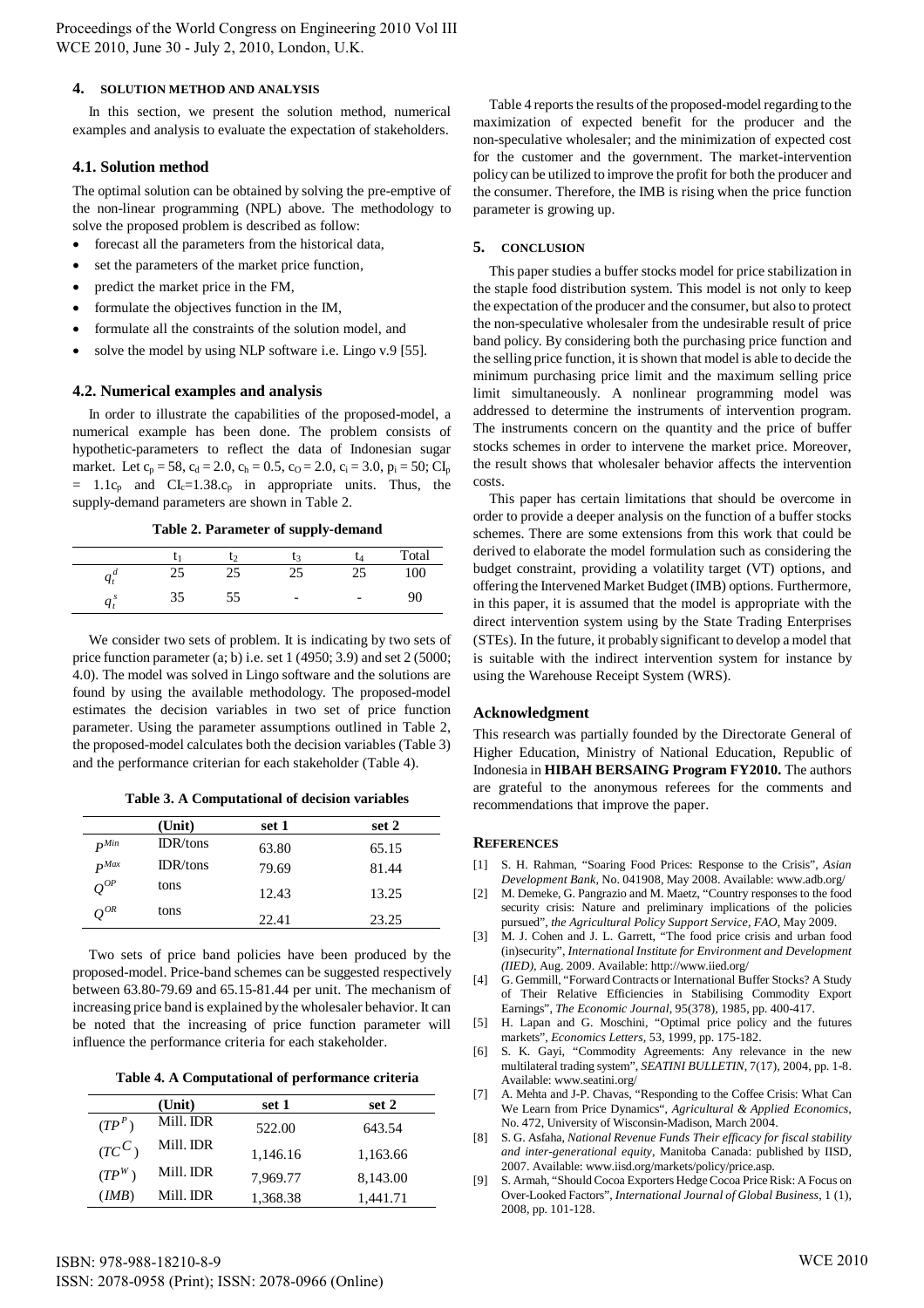## 4. SOLUTION METHOD AND ANALYSIS

In this section, we present the solution method, numerical examples and analysis to evaluate the expectation of stakeholders.

### 4.1. Solution method

The optimal solution can be obtained by solving the pre-emptive of the non-linear programming (NPL) above. The methodology to solve the proposed problem is described as follow:

- forecast all the parameters from the historical data,
- set the parameters of the market price function,
- predict the market price in the FM,
- formulate the objectives function in the IM,
- formulate all the constraints of the solution model, and
- solve the model by using NLP software i.e. Lingo v.9 [55].

### 4.2. Numerical examples and analysis

In order to illustrate the capabilities of the proposed-model, a numerical example has been done. The problem consists of hypothetic-parameters to reflect the data of Indonesian sugar market. Let $c_p = 58$, $c_d = 2.0$, $c_h = 0.5$, $c_O = 2.0$, $c_i = 3.0$, $p_i = 50$; $CI_p = 1.1c_p$ and $CI_c$=1.38.$c_p$ in appropriate units. Thus, the supply-demand parameters are shown in Table 2.

**Table 2. Parameter of supply-demand**

| | $t_1$ | $t_2$ | $t_3$ | $t_4$ | Total |
|---|---|---|---|---|---|
| $q_t^d$ | 25 | 25 | 25 | 25 | 100 |
| $q_t^s$ | 35 | 55 | - | - | 90 |

We consider two sets of problem. It is indicating by two sets of price function parameter (a; b) i.e. set 1 (4950; 3.9) and set 2 (5000; 4.0). The model was solved in Lingo software and the solutions are found by using the available methodology. The proposed-model estimates the decision variables in two set of price function parameter. Using the parameter assumptions outlined in Table 2, the proposed-model calculates both the decision variables (Table 3) and the performance criterian for each stakeholder (Table 4).

**Table 3. A Computational of decision variables**

| | (Unit) | set 1 | set 2 |
|---|---|---|---|
| $P^{Min}$ | IDR/tons | 63.80 | 65.15 |
| $P^{Max}$ | IDR/tons | 79.69 | 81.44 |
| $Q^{OP}$ | tons | 12.43 | 13.25 |
| $Q^{OR}$ | tons | 22.41 | 23.25 |

Two sets of price band policies have been produced by the proposed-model. Price-band schemes can be suggested respectively between 63.80-79.69 and 65.15-81.44 per unit. The mechanism of increasing price band is explained by the wholesaler behavior. It can be noted that the increasing of price function parameter will influence the performance criteria for each stakeholder.

**Table 4. A Computational of performance criteria**

| | (Unit) | set 1 | set 2 |
|---|---|---|---|
| $(TP^P)$ | Mill. IDR | 522.00 | 643.54 |
| $(TC^C)$ | Mill. IDR | 1,146.16 | 1,163.66 |
| $(TP^W)$ | Mill. IDR | 7,969.77 | 8,143.00 |
| $(IMB)$ | Mill. IDR | 1,368.38 | 1,441.71 |

Table 4 reports the results of the proposed-model regarding to the maximization of expected benefit for the producer and the non-speculative wholesaler; and the minimization of expected cost for the customer and the government. The market-intervention policy can be utilized to improve the profit for both the producer and the consumer. Therefore, the IMB is rising when the price function parameter is growing up.

## 5. CONCLUSION

This paper studies a buffer stocks model for price stabilization in the staple food distribution system. This model is not only to keep the expectation of the producer and the consumer, but also to protect the non-speculative wholesaler from the undesirable result of price band policy. By considering both the purchasing price function and the selling price function, it is shown that model is able to decide the minimum purchasing price limit and the maximum selling price limit simultaneously. A nonlinear programming model was addressed to determine the instruments of intervention program. The instruments concern on the quantity and the price of buffer stocks schemes in order to intervene the market price. Moreover, the result shows that wholesaler behavior affects the intervention costs.

This paper has certain limitations that should be overcome in order to provide a deeper analysis on the function of a buffer stocks schemes. There are some extensions from this work that could be derived to elaborate the model formulation such as considering the budget constraint, providing a volatility target (VT) options, and offering the Intervened Market Budget (IMB) options. Furthermore, in this paper, it is assumed that the model is appropriate with the direct intervention system using by the State Trading Enterprises (STEs). In the future, it probably significant to develop a model that is suitable with the indirect intervention system for instance by using the Warehouse Receipt System (WRS).

### Acknowledgment

This research was partially founded by the Directorate General of Higher Education, Ministry of National Education, Republic of Indonesia in **HIBAH BERSAING Program FY2010.** The authors are grateful to the anonymous referees for the comments and recommendations that improve the paper.

### REFERENCES

[1] S. H. Rahman, "Soaring Food Prices: Response to the Crisis", *Asian Development Bank*, No. 041908, May 2008. Available: www.adb.org/

[2] M. Demeke, G. Pangrazio and M. Maetz, "Country responses to the food security crisis: Nature and preliminary implications of the policies pursued", *the Agricultural Policy Support Service, FAO*, May 2009.

[3] M. J. Cohen and J. L. Garrett, "The food price crisis and urban food (in)security", *International Institute for Environment and Development (IIED)*, Aug. 2009. Available: http://www.iied.org/

[4] G. Gemmill, "Forward Contracts or International Buffer Stocks? A Study of Their Relative Efficiencies in Stabilising Commodity Export Earnings", *The Economic Journal*, 95(378), 1985, pp. 400-417.

[5] H. Lapan and G. Moschini, "Optimal price policy and the futures markets", *Economics Letters*, 53, 1999, pp. 175-182.

[6] S. K. Gayi, "Commodity Agreements: Any relevance in the new multilateral trading system", *SEATINI BULLETIN*, 7(17), 2004, pp. 1-8. Available: www.seatini.org/

[7] A. Mehta and J-P. Chavas, "Responding to the Coffee Crisis: What Can We Learn from Price Dynamics", *Agricultural & Applied Economics*, No. 472, University of Wisconsin-Madison, March 2004.

[8] S. G. Asfaha, *National Revenue Funds Their efficacy for fiscal stability and inter-generational equity*, Manitoba Canada: published by IISD, 2007. Available: www.iisd.org/markets/policy/price.asp.

[9] S. Armah, "Should Cocoa Exporters Hedge Cocoa Price Risk: A Focus on Over-Looked Factors", *International Journal of Global Business*, 1 (1), 2008, pp. 101-128.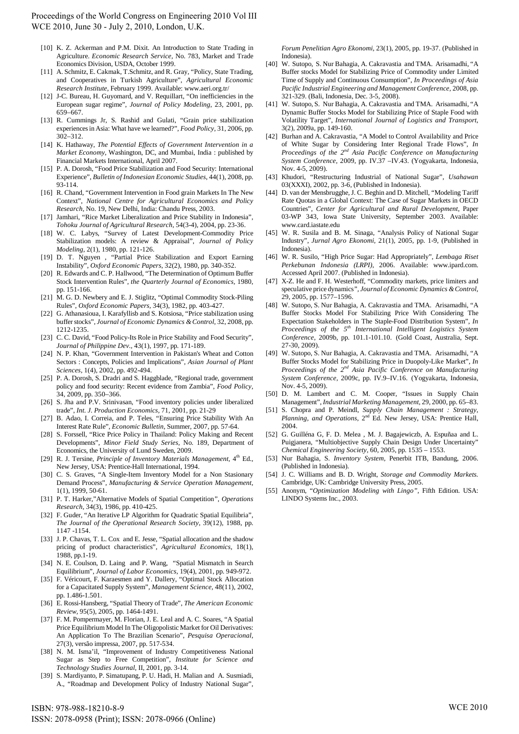[10] K. Z. Ackerman and P.M. Dixit. An Introduction to State Trading in Agriculture. *Economic Research Service*, No. 783, Market and Trade Economics Division, USDA, October 1999.

[11] A. Schmitz, E. Cakmak, T.Schmitz, and R. Gray, "Policy, State Trading, and Cooperatives in Turkish Agriculture", *Agricultural Economic Research Institute*, February 1999. Available: www.aeri.org.tr/

[12] J-C. Bureau, H. Guyomard, and V. Requillart, "On inefficiencies in the European sugar regime", *Journal of Policy Modeling*, 23, 2001, pp. 659–667.

[13] R. Cummings Jr, S. Rashid and Gulati, "Grain price stabilization experiences in Asia: What have we learned?", *Food Policy*, 31, 2006, pp. 302–312.

[14] K. Hathaway, *The Potential Effects of Government Intervention in a Market Economy*, Washington, DC, and Mumbai, India : published by Financial Markets International, April 2007.

[15] P. A. Dorosh, "Food Price Stabilization and Food Security: International Experience", *Bulletin of Indonesian Economic Studies*, 44(1), 2008, pp. 93-114.

[16] R. Chand, "Government Intervention in Food grain Markets In The New Context", *National Centre for Agricultural Economics and Policy Research*, No. 19, New Delhi, India: Chandu Press, 2003.

[17] Jamhari, "Rice Market Liberalization and Price Stability in Indonesia", *Tohoku Journal of Agricultural Research*, 54(3-4), 2004, pp. 23-36.

[18] W. C. Labys, "Survey of Latest Development-Commodity Price Stabilization models: A review & Appraisal", *Journal of Policy Modeling*, 2(1), 1980, pp. 121-126.

[19] D. T. Nguyen , "Partial Price Stabilization and Export Earning Instability", *Oxford Economic Papers*, 32(2), 1980, pp. 340-352.

[20] R. Edwards and C. P. Hallwood, "The Determination of Optimum Buffer Stock Intervention Rules", *the Quarterly Journal of Economics*, 1980, pp. 151-166.

[21] M. G. D. Newbery and E. J. Stiglitz, "Optimal Commodity Stock-Piling Rules", *Oxford Economic Papers*, 34(3), 1982, pp. 403-427.

[22] G. Athanasioua, I. Karafyllisb and S. Kotsiosa, "Price stabilization using buffer stocks", *Journal of Economic Dynamics & Control*, 32, 2008, pp. 1212-1235.

[23] C. C. David, "Food Policy-Its Role in Price Stability and Food Security", *Journal of Philippine Dev*., 43(1), 1997, pp. 171-189.

[24] N. P. Khan, "Government Intervention in Pakistan's Wheat and Cotton Sectors : Concepts, Policies and Implications", *Asian Journal of Plant Sciences*, 1(4), 2002, pp. 492-494.

[25] P. A. Dorosh, S. Dradri and S. Haggblade, "Regional trade, government policy and food security: Recent evidence from Zambia", *Food Policy*, 34, 2009, pp. 350–366.

[26] S. Jha and P.V. Srinivasan, "Food inventory policies under liberalized trade", *Int. J. Production Economics*, 71, 2001, pp. 21-29

[27] B. Adao, I. Correia, and P. Teles, "Ensuring Price Stability With An Interest Rate Rule", *Economic Bulletin*, Summer, 2007, pp. 57-64.

[28] S. Forssell, "Rice Price Policy in Thailand: Policy Making and Recent Developments", *Minor Field Study Series*, No. 189, Department of Economics, the University of Lund Sweden, 2009.

[29] R. J. Tersine, *Principle of Inventory Materials Management*, 4th Ed., New Jersey, USA: Prentice-Hall International, 1994.

[30] C. S. Graves, "A Single-Item Inventory Model for a Non Stasionary Demand Process", *Manufacturing & Service Operation Management*, 1(1), 1999, 50-61.

[31] P. T. Harker,"Alternative Models of Spatial Competition", *Operations Research*, 34(3), 1986, pp. 410-425.

[32] F. Guder, "An Iterative LP Algorithm for Quadratic Spatial Equilibria", *The Journal of the Operational Research Society*, 39(12), 1988, pp. 1147 -1154.

[33] J. P. Chavas, T. L. Cox and E. Jesse, "Spatial allocation and the shadow pricing of product characteristics", *Agricultural Economics*, 18(1), 1988, pp.1-19.

[34] N. E. Coulson, D. Laing and P. Wang, "Spatial Mismatch in Search Equilibrium", *Journal of Labor Economics*, 19(4), 2001, pp. 949-972.

[35] F. Véricourt, F. Karaesmen and Y. Dallery, "Optimal Stock Allocation for a Capacitated Supply System", *Management Science*, 48(11), 2002, pp. 1.486-1.501.

[36] E. Rossi-Hansberg, "Spatial Theory of Trade", *The American Economic Review*, 95(5), 2005, pp. 1464-1491.

[37] F. M. Pompermayer, M. Florian, J. E. Leal and A. C. Soares, "A Spatial Price Equilibrium Model In The Oligopolistic Market for Oil Derivatives: An Application To The Brazilian Scenario", *Pesquisa Operacional*, 27(3), versão impressa, 2007, pp. 517-534.

[38] N. M. Isma'il, "Improvement of Industry Competitiveness National Sugar as Step to Free Competition", *Institute for Science and Technology Studies Journal*, II, 2001, pp. 3-14.

[39] S. Mardiyanto, P. Simatupang, P. U. Hadi, H. Malian and A. Susmiadi, A., "Roadmap and Development Policy of Industry National Sugar", *Forum Penelitian Agro Ekonomi*, 23(1), 2005, pp. 19-37. (Published in Indonesia).

[40] W. Sutopo, S. Nur Bahagia, A. Cakravastia and TMA. Arisamadhi, "A Buffer stocks Model for Stabilizing Price of Commodity under Limited Time of Supply and Continuous Consumption", *In Proceedings of Asia Pacific Industrial Engineering and Management Conference*, 2008, pp. 321-329. (Bali, Indonesia, Dec. 3-5, 2008).

[41] W. Sutopo, S. Nur Bahagia, A. Cakravastia and TMA. Arisamadhi, "A Dynamic Buffer Stocks Model for Stabilizing Price of Staple Food with Volatility Target", *International Journal of Logistics and Transport*, 3(2), 2009a, pp. 149-160.

[42] Burhan and A. Cakravastia, "A Model to Control Availability and Price of White Sugar by Considering Inter Regional Trade Flows", *In Proceedings of the 2nd Asia Pacific Conference on Manufacturing System Conference*, 2009, pp. IV.37 –IV.43. (Yogyakarta, Indonesia, Nov. 4-5, 2009).

[43] Khudori, "Restructuring Industrial of National Sugar", *Usahawan* 03(XXXI), 2002, pp. 3-6, (Published in Indonesia).

[44] D. van der Mensbrugghe, J. C. Beghin and D. Mitchell, "Modeling Tariff Rate Quotas in a Global Context: The Case of Sugar Markets in OECD Countries", *Center for Agricultural and Rural Development*, Paper 03-WP 343, Iowa State University, September 2003. Available: www.card.iastate.edu

[45] W. R. Susila and B. M. Sinaga, "Analysis Policy of National Sugar Industry", *Jurnal Agro Ekonomi*, 21(1), 2005, pp. 1-9, (Published in Indonesia).

[46] W. R. Susilo, "High Price Sugar: Had Appropriately", *Lembaga Riset Perkebunan Indonesia (LRPI)*, 2006. Available: www.ipard.com. Accessed April 2007. (Published in Indonesia).

[47] X-Z. He and F. H. Westerhoff, "Commodity markets, price limiters and speculative price dynamics", *Journal of Economic Dynamics & Control*, 29, 2005, pp. 1577–1596.

[48] W. Sutopo, S. Nur Bahagia, A. Cakravastia and TMA. Arisamadhi, "A Buffer Stocks Model For Stabilizing Price With Considering The Expectation Stakeholders In The Staple-Food Distribution System", *In Proceedings of the 5th International Intelligent Logistics System Conference*, 2009b, pp. 101.1-101.10. (Gold Coast, Australia, Sept. 27-30, 2009).

[49] W. Sutopo, S. Nur Bahagia, A. Cakravastia and TMA. Arisamadhi, "A Buffer Stocks Model for Stabilizing Price in Duopoly-Like Market", *In Proceedings of the 2nd Asia Pacific Conference on Manufacturing System Conference*, 2009c, pp. IV.9–IV.16. (Yogyakarta, Indonesia, Nov. 4-5, 2009).

[50] D. M. Lambert and C. M. Cooper, "Issues in Supply Chain Management", *Industrial Marketing Management*, 29, 2000, pp. 65–83.

[51] S. Chopra and P. Meindl, *Supply Chain Management : Strategy, Planning, and Operations*, 2nd Ed. New Jersey, USA: Prentice Hall, 2004.

[52] G. Guilléna G, F. D. Melea , M. J. Bagajewiczb, A. Espuñaa and L. Puigjanera, "Multiobjective Supply Chain Design Under Uncertainty" *Chemical Engineering Society*, 60, 2005, pp. 1535 – 1553.

[53] Nur Bahagia, S. *Inventory System*, Penerbit ITB, Bandung, 2006. (Published in Indonesia).

[54] J. C. Williams and B. D. Wright, *Storage and Commodity Markets*. Cambridge, UK: Cambridge University Press, 2005.

[55] Anonym, "*Optimization Modeling with Lingo"*, Fifth Edition. USA: LINDO Systems Inc., 2003.